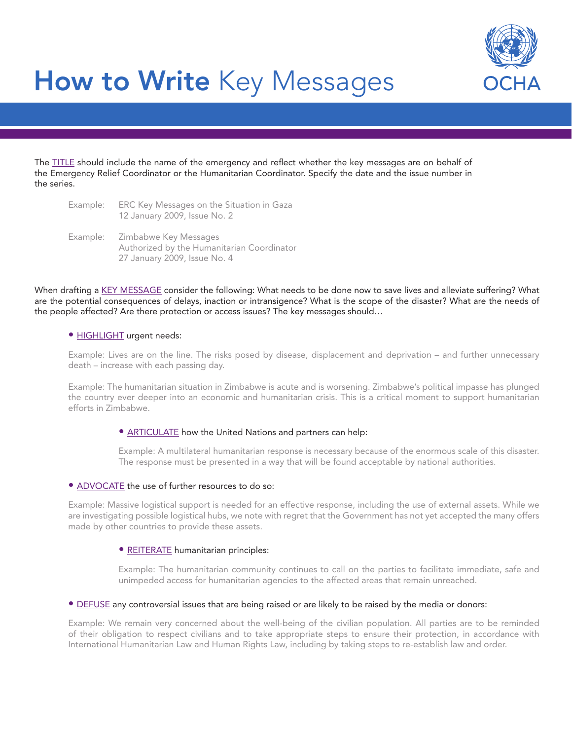# **How to Write** Key Messages

OCHA

The TITLE should include the name of the emergency and reflect whether the key messages are on behalf of the Emergency Relief Coordinator or the Humanitarian Coordinator. Specify the date and the issue number in the series.

Example: ERC Key Messages on the Situation in Gaza
12 January 2009, Issue No. 2

Example: Zimbabwe Key Messages
Authorized by the Humanitarian Coordinator
27 January 2009, Issue No. 4

When drafting a KEY MESSAGE consider the following: What needs to be done now to save lives and alleviate suffering? What are the potential consequences of delays, inaction or intransigence? What is the scope of the disaster? What are the needs of the people affected? Are there protection or access issues? The key messages should…

- HIGHLIGHT urgent needs:

  Example: Lives are on the line. The risks posed by disease, displacement and deprivation – and further unnecessary death – increase with each passing day.

  Example: The humanitarian situation in Zimbabwe is acute and is worsening. Zimbabwe's political impasse has plunged the country ever deeper into an economic and humanitarian crisis. This is a critical moment to support humanitarian efforts in Zimbabwe.

- ARTICULATE how the United Nations and partners can help:

  Example: A multilateral humanitarian response is necessary because of the enormous scale of this disaster. The response must be presented in a way that will be found acceptable by national authorities.

- ADVOCATE the use of further resources to do so:

  Example: Massive logistical support is needed for an effective response, including the use of external assets. While we are investigating possible logistical hubs, we note with regret that the Government has not yet accepted the many offers made by other countries to provide these assets.

- REITERATE humanitarian principles:

  Example: The humanitarian community continues to call on the parties to facilitate immediate, safe and unimpeded access for humanitarian agencies to the affected areas that remain unreached.

- DEFUSE any controversial issues that are being raised or are likely to be raised by the media or donors:

  Example: We remain very concerned about the well-being of the civilian population. All parties are to be reminded of their obligation to respect civilians and to take appropriate steps to ensure their protection, in accordance with International Humanitarian Law and Human Rights Law, including by taking steps to re-establish law and order.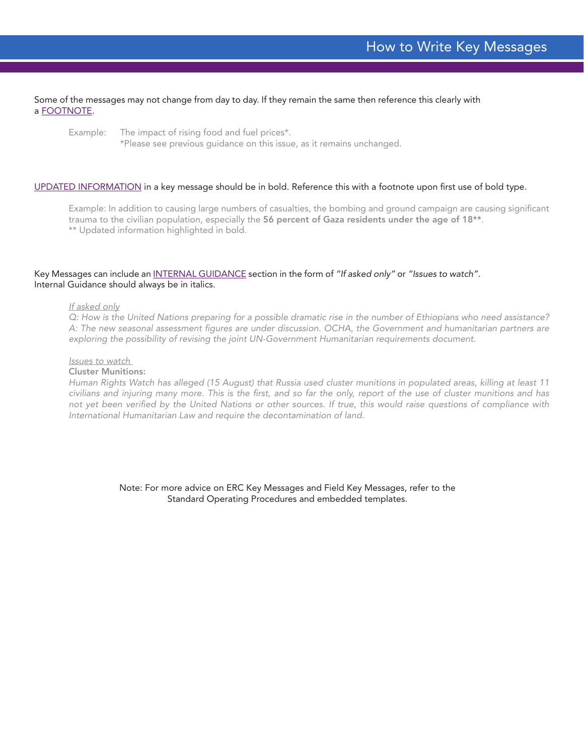Some of the messages may not change from day to day. If they remain the same then reference this clearly with a FOOTNOTE.

> Example: The impact of rising food and fuel prices*.
> *Please see previous guidance on this issue, as it remains unchanged.

UPDATED INFORMATION in a key message should be in bold. Reference this with a footnote upon first use of bold type.

> Example: In addition to causing large numbers of casualties, the bombing and ground campaign are causing significant trauma to the civilian population, especially the **56 percent of Gaza residents under the age of 18****.
> ** Updated information highlighted in bold.

Key Messages can include an INTERNAL GUIDANCE section in the form of *"If asked only"* or *"Issues to watch"*. Internal Guidance should always be in italics.

> *If asked only*
> *Q: How is the United Nations preparing for a possible dramatic rise in the number of Ethiopians who need assistance?*
> *A: The new seasonal assessment figures are under discussion. OCHA, the Government and humanitarian partners are exploring the possibility of revising the joint UN-Government Humanitarian requirements document.*
>
> *Issues to watch*
> **Cluster Munitions:**
> *Human Rights Watch has alleged (15 August) that Russia used cluster munitions in populated areas, killing at least 11 civilians and injuring many more. This is the first, and so far the only, report of the use of cluster munitions and has not yet been verified by the United Nations or other sources. If true, this would raise questions of compliance with International Humanitarian Law and require the decontamination of land.*

Note: For more advice on ERC Key Messages and Field Key Messages, refer to the Standard Operating Procedures and embedded templates.